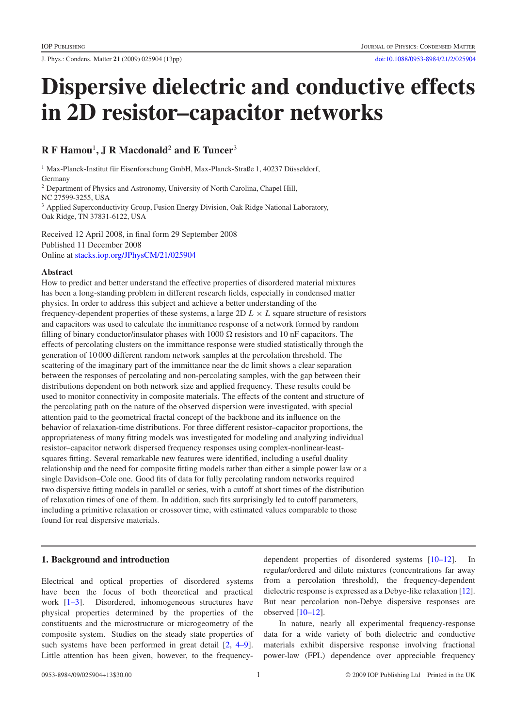# Dispersive dielectric and conductive effects in 2D resistor–capacitor networks

**R F Hamou[1], J R Macdonald[2] and E Tuncer[3]**

[1] Max-Planck-Institut für Eisenforschung GmbH, Max-Planck-Straße 1, 40237 Düsseldorf, Germany

[2] Department of Physics and Astronomy, University of North Carolina, Chapel Hill, NC 27599-3255, USA

[3] Applied Superconductivity Group, Fusion Energy Division, Oak Ridge National Laboratory, Oak Ridge, TN 37831-6122, USA

Received 12 April 2008, in final form 29 September 2008
Published 11 December 2008
Online at stacks.iop.org/JPhysCM/21/025904

### Abstract

How to predict and better understand the effective properties of disordered material mixtures has been a long-standing problem in different research fields, especially in condensed matter physics. In order to address this subject and achieve a better understanding of the frequency-dependent properties of these systems, a large 2D $L \times L$ square structure of resistors and capacitors was used to calculate the immittance response of a network formed by random filling of binary conductor/insulator phases with 1000 $\Omega$ resistors and 10 nF capacitors. The effects of percolating clusters on the immittance response were studied statistically through the generation of 10 000 different random network samples at the percolation threshold. The scattering of the imaginary part of the immittance near the dc limit shows a clear separation between the responses of percolating and non-percolating samples, with the gap between their distributions dependent on both network size and applied frequency. These results could be used to monitor connectivity in composite materials. The effects of the content and structure of the percolating path on the nature of the observed dispersion were investigated, with special attention paid to the geometrical fractal concept of the backbone and its influence on the behavior of relaxation-time distributions. For three different resistor–capacitor proportions, the appropriateness of many fitting models was investigated for modeling and analyzing individual resistor–capacitor network dispersed frequency responses using complex-nonlinear-least-squares fitting. Several remarkable new features were identified, including a useful duality relationship and the need for composite fitting models rather than either a simple power law or a single Davidson–Cole one. Good fits of data for fully percolating random networks required two dispersive fitting models in parallel or series, with a cutoff at short times of the distribution of relaxation times of one of them. In addition, such fits surprisingly led to cutoff parameters, including a primitive relaxation or crossover time, with estimated values comparable to those found for real dispersive materials.

## 1. Background and introduction

Electrical and optical properties of disordered systems have been the focus of both theoretical and practical work [1–3]. Disordered, inhomogeneous structures have physical properties determined by the properties of the constituents and the microstructure or microgeometry of the composite system. Studies on the steady state properties of such systems have been performed in great detail [2, 4–9]. Little attention has been given, however, to the frequency-dependent properties of disordered systems [10–12]. In regular/ordered and dilute mixtures (concentrations far away from a percolation threshold), the frequency-dependent dielectric response is expressed as a Debye-like relaxation [12]. But near percolation non-Debye dispersive responses are observed [10–12].

In nature, nearly all experimental frequency-response data for a wide variety of both dielectric and conductive materials exhibit dispersive response involving fractional power-law (FPL) dependence over appreciable frequency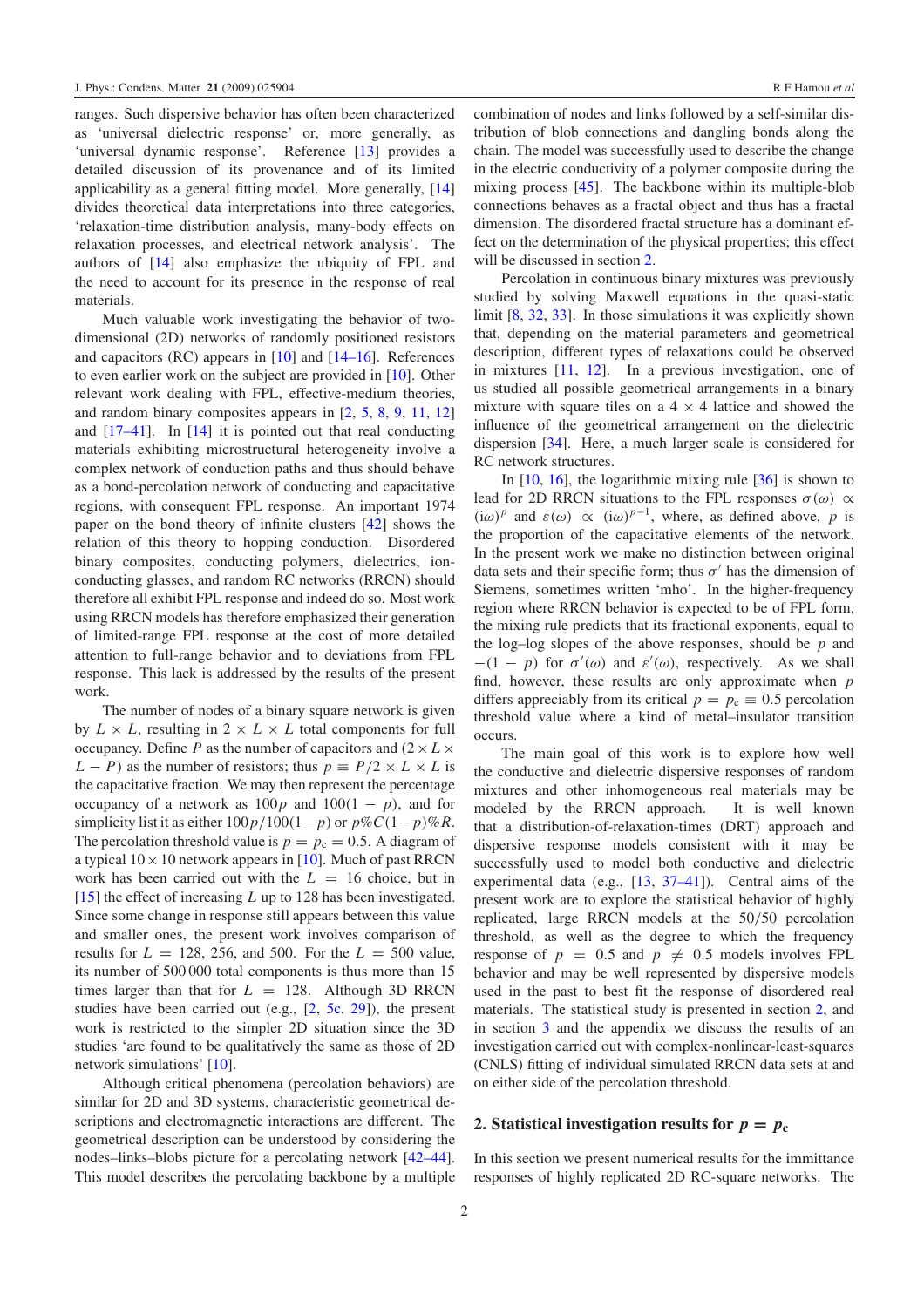ranges. Such dispersive behavior has often been characterized as 'universal dielectric response' or, more generally, as 'universal dynamic response'. Reference [13] provides a detailed discussion of its provenance and of its limited applicability as a general fitting model. More generally, [14] divides theoretical data interpretations into three categories, 'relaxation-time distribution analysis, many-body effects on relaxation processes, and electrical network analysis'. The authors of [14] also emphasize the ubiquity of FPL and the need to account for its presence in the response of real materials.

Much valuable work investigating the behavior of two-dimensional (2D) networks of randomly positioned resistors and capacitors (RC) appears in [10] and [14–16]. References to even earlier work on the subject are provided in [10]. Other relevant work dealing with FPL, effective-medium theories, and random binary composites appears in [2, 5, 8, 9, 11, 12] and [17–41]. In [14] it is pointed out that real conducting materials exhibiting microstructural heterogeneity involve a complex network of conduction paths and thus should behave as a bond-percolation network of conducting and capacitative regions, with consequent FPL response. An important 1974 paper on the bond theory of infinite clusters [42] shows the relation of this theory to hopping conduction. Disordered binary composites, conducting polymers, dielectrics, ion-conducting glasses, and random RC networks (RRCN) should therefore all exhibit FPL response and indeed do so. Most work using RRCN models has therefore emphasized their generation of limited-range FPL response at the cost of more detailed attention to full-range behavior and to deviations from FPL response. This lack is addressed by the results of the present work.

The number of nodes of a binary square network is given by $L \times L$, resulting in $2 \times L \times L$ total components for full occupancy. Define $P$ as the number of capacitors and $(2 \times L \times L - P)$ as the number of resistors; thus $p \equiv P/2 \times L \times L$ is the capacitative fraction. We may then represent the percentage occupancy of a network as $100p$ and $100(1-p)$, and for simplicity list it as either $100p/100(1-p)$ or $p\%C(1-p)\%R$. The percolation threshold value is $p = p_c = 0.5$. A diagram of a typical $10 \times 10$ network appears in [10]. Much of past RRCN work has been carried out with the $L = 16$ choice, but in [15] the effect of increasing $L$ up to 128 has been investigated. Since some change in response still appears between this value and smaller ones, the present work involves comparison of results for $L = 128$, 256, and 500. For the $L = 500$ value, its number of 500 000 total components is thus more than 15 times larger than that for $L = 128$. Although 3D RRCN studies have been carried out (e.g., [2, 5c, 29]), the present work is restricted to the simpler 2D situation since the 3D studies 'are found to be qualitatively the same as those of 2D network simulations' [10].

Although critical phenomena (percolation behaviors) are similar for 2D and 3D systems, characteristic geometrical descriptions and electromagnetic interactions are different. The geometrical description can be understood by considering the nodes–links–blobs picture for a percolating network [42–44]. This model describes the percolating backbone by a multiple combination of nodes and links followed by a self-similar distribution of blob connections and dangling bonds along the chain. The model was successfully used to describe the change in the electric conductivity of a polymer composite during the mixing process [45]. The backbone within its multiple-blob connections behaves as a fractal object and thus has a fractal dimension. The disordered fractal structure has a dominant effect on the determination of the physical properties; this effect will be discussed in section 2.

Percolation in continuous binary mixtures was previously studied by solving Maxwell equations in the quasi-static limit [8, 32, 33]. In those simulations it was explicitly shown that, depending on the material parameters and geometrical description, different types of relaxations could be observed in mixtures [11, 12]. In a previous investigation, one of us studied all possible geometrical arrangements in a binary mixture with square tiles on a $4 \times 4$ lattice and showed the influence of the geometrical arrangement on the dielectric dispersion [34]. Here, a much larger scale is considered for RC network structures.

In [10, 16], the logarithmic mixing rule [36] is shown to lead for 2D RRCN situations to the FPL responses $\sigma(\omega) \propto (i\omega)^p$ and $\varepsilon(\omega) \propto (i\omega)^{p-1}$, where, as defined above, $p$ is the proportion of the capacitative elements of the network. In the present work we make no distinction between original data sets and their specific form; thus $\sigma'$ has the dimension of Siemens, sometimes written 'mho'. In the higher-frequency region where RRCN behavior is expected to be of FPL form, the mixing rule predicts that its fractional exponents, equal to the log–log slopes of the above responses, should be $p$ and $-(1-p)$ for $\sigma'(\omega)$ and $\varepsilon'(\omega)$, respectively. As we shall find, however, these results are only approximate when $p$ differs appreciably from its critical $p = p_c \equiv 0.5$ percolation threshold value where a kind of metal–insulator transition occurs.

The main goal of this work is to explore how well the conductive and dielectric dispersive responses of random mixtures and other inhomogeneous real materials may be modeled by the RRCN approach. It is well known that a distribution-of-relaxation-times (DRT) approach and dispersive response models consistent with it may be successfully used to model both conductive and dielectric experimental data (e.g., [13, 37–41]). Central aims of the present work are to explore the statistical behavior of highly replicated, large RRCN models at the 50/50 percolation threshold, as well as the degree to which the frequency response of $p = 0.5$ and $p \neq 0.5$ models involves FPL behavior and may be well represented by dispersive models used in the past to best fit the response of disordered real materials. The statistical study is presented in section 2, and in section 3 and the appendix we discuss the results of an investigation carried out with complex-nonlinear-least-squares (CNLS) fitting of individual simulated RRCN data sets at and on either side of the percolation threshold.

## 2. Statistical investigation results for $p = p_c$

In this section we present numerical results for the immittance responses of highly replicated 2D RC-square networks. The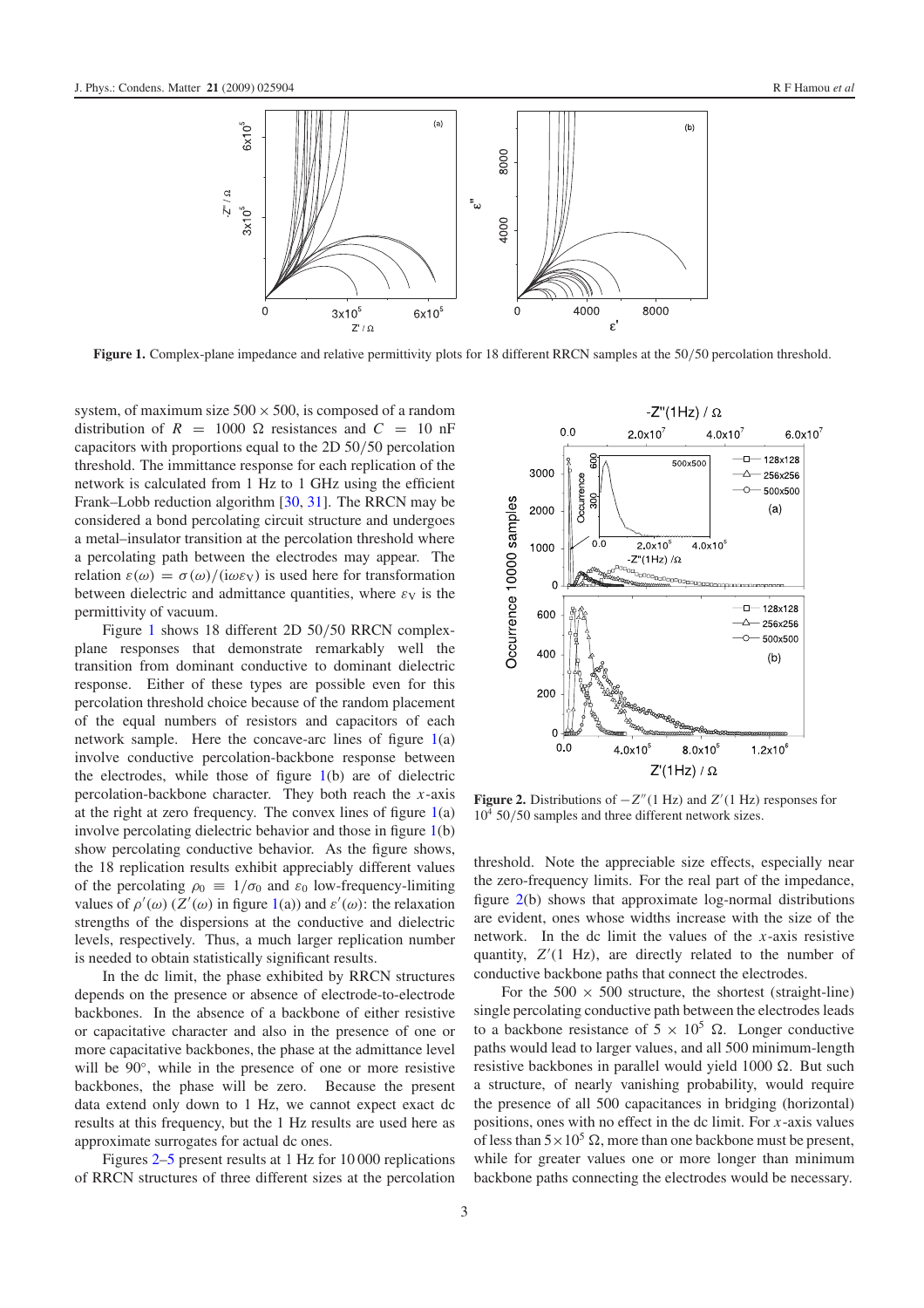**Figure 1.** Complex-plane impedance and relative permittivity plots for 18 different RRCN samples at the 50/50 percolation threshold.

system, of maximum size $500 \times 500$, is composed of a random distribution of $R = 1000\ \Omega$ resistances and $C = 10$ nF capacitors with proportions equal to the 2D 50/50 percolation threshold. The immittance response for each replication of the network is calculated from 1 Hz to 1 GHz using the efficient Frank–Lobb reduction algorithm [30, 31]. The RRCN may be considered a bond percolating circuit structure and undergoes a metal–insulator transition at the percolation threshold where a percolating path between the electrodes may appear. The relation $\varepsilon(\omega) = \sigma(\omega)/(\mathrm{i}\omega\varepsilon_{\mathrm{V}})$ is used here for transformation between dielectric and admittance quantities, where $\varepsilon_{\mathrm{V}}$ is the permittivity of vacuum.

Figure 1 shows 18 different 2D 50/50 RRCN complex-plane responses that demonstrate remarkably well the transition from dominant conductive to dominant dielectric response. Either of these types are possible even for this percolation threshold choice because of the random placement of the equal numbers of resistors and capacitors of each network sample. Here the concave-arc lines of figure 1(a) involve conductive percolation-backbone response between the electrodes, while those of figure 1(b) are of dielectric percolation-backbone character. They both reach the $x$-axis at the right at zero frequency. The convex lines of figure 1(a) involve percolating dielectric behavior and those in figure 1(b) show percolating conductive behavior. As the figure shows, the 18 replication results exhibit appreciably different values of the percolating $\rho_0 \equiv 1/\sigma_0$ and $\varepsilon_0$ low-frequency-limiting values of $\rho'(\omega)$ ($Z'(\omega)$ in figure 1(a)) and $\varepsilon'(\omega)$: the relaxation strengths of the dispersions at the conductive and dielectric levels, respectively. Thus, a much larger replication number is needed to obtain statistically significant results.

In the dc limit, the phase exhibited by RRCN structures depends on the presence or absence of electrode-to-electrode backbones. In the absence of a backbone of either resistive or capacitative character and also in the presence of one or more capacitative backbones, the phase at the admittance level will be 90°, while in the presence of one or more resistive backbones, the phase will be zero. Because the present data extend only down to 1 Hz, we cannot expect exact dc results at this frequency, but the 1 Hz results are used here as approximate surrogates for actual dc ones.

Figures 2–5 present results at 1 Hz for 10 000 replications of RRCN structures of three different sizes at the percolation threshold. Note the appreciable size effects, especially near the zero-frequency limits. For the real part of the impedance, figure 2(b) shows that approximate log-normal distributions are evident, ones whose widths increase with the size of the network. In the dc limit the values of the $x$-axis resistive quantity, $Z'(1\ \mathrm{Hz})$, are directly related to the number of conductive backbone paths that connect the electrodes.

**Figure 2.** Distributions of $-Z''(1\ \mathrm{Hz})$ and $Z'(1\ \mathrm{Hz})$ responses for $10^4$ 50/50 samples and three different network sizes.

For the $500 \times 500$ structure, the shortest (straight-line) single percolating conductive path between the electrodes leads to a backbone resistance of $5 \times 10^5\ \Omega$. Longer conductive paths would lead to larger values, and all 500 minimum-length resistive backbones in parallel would yield $1000\ \Omega$. But such a structure, of nearly vanishing probability, would require the presence of all 500 capacitances in bridging (horizontal) positions, ones with no effect in the dc limit. For $x$-axis values of less than $5 \times 10^5\ \Omega$, more than one backbone must be present, while for greater values one or more longer than minimum backbone paths connecting the electrodes would be necessary.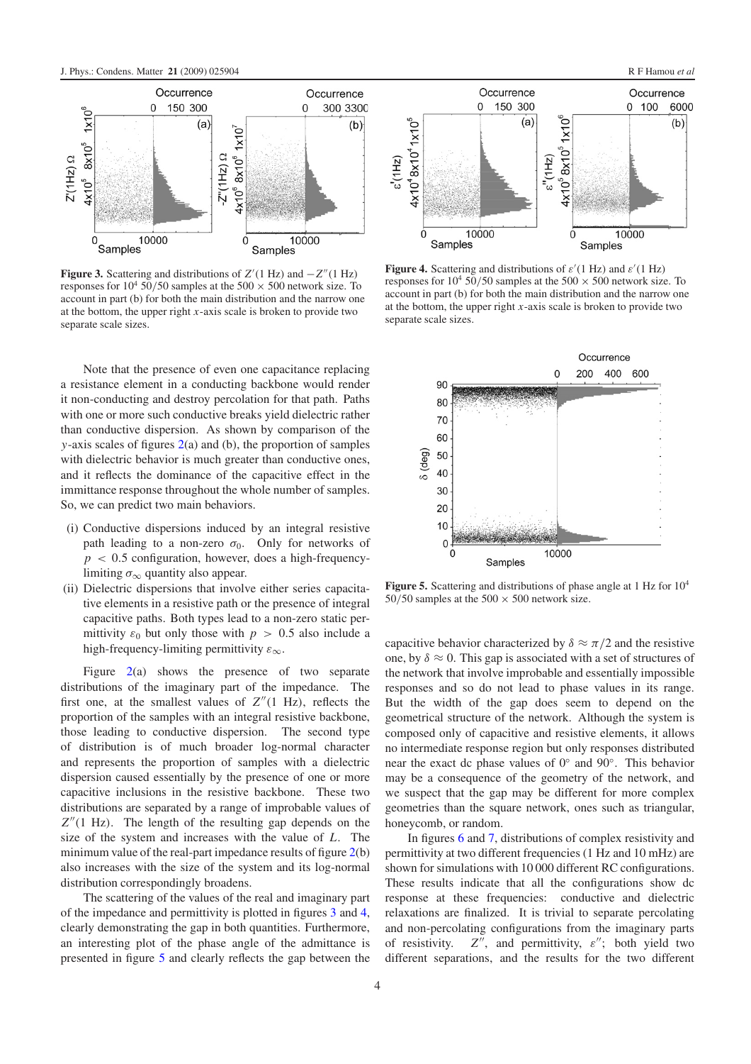**Figure 3.** Scattering and distributions of $Z'(1\text{ Hz})$ and $-Z''(1\text{ Hz})$ responses for $10^4$ 50/50 samples at the $500 \times 500$ network size. To account in part (b) for both the main distribution and the narrow one at the bottom, the upper right $x$-axis scale is broken to provide two separate scale sizes.

**Figure 4.** Scattering and distributions of $\varepsilon'(1\text{ Hz})$ and $\varepsilon'(1\text{ Hz})$ responses for $10^4$ 50/50 samples at the $500 \times 500$ network size. To account in part (b) for both the main distribution and the narrow one at the bottom, the upper right $x$-axis scale is broken to provide two separate scale sizes.

Note that the presence of even one capacitance replacing a resistance element in a conducting backbone would render it non-conducting and destroy percolation for that path. Paths with one or more such conductive breaks yield dielectric rather than conductive dispersion. As shown by comparison of the $y$-axis scales of figures 2(a) and (b), the proportion of samples with dielectric behavior is much greater than conductive ones, and it reflects the dominance of the capacitive effect in the immittance response throughout the whole number of samples. So, we can predict two main behaviors.

(i) Conductive dispersions induced by an integral resistive path leading to a non-zero $\sigma_0$. Only for networks of $p < 0.5$ configuration, however, does a high-frequency-limiting $\sigma_\infty$ quantity also appear.

(ii) Dielectric dispersions that involve either series capacitative elements in a resistive path or the presence of integral capacitive paths. Both types lead to a non-zero static permittivity $\varepsilon_0$ but only those with $p > 0.5$ also include a high-frequency-limiting permittivity $\varepsilon_\infty$.

Figure 2(a) shows the presence of two separate distributions of the imaginary part of the impedance. The first one, at the smallest values of $Z''(1\text{ Hz})$, reflects the proportion of the samples with an integral resistive backbone, those leading to conductive dispersion. The second type of distribution is of much broader log-normal character and represents the proportion of samples with a dielectric dispersion caused essentially by the presence of one or more capacitive inclusions in the resistive backbone. These two distributions are separated by a range of improbable values of $Z''(1\text{ Hz})$. The length of the resulting gap depends on the size of the system and increases with the value of $L$. The minimum value of the real-part impedance results of figure 2(b) also increases with the size of the system and its log-normal distribution correspondingly broadens.

The scattering of the values of the real and imaginary part of the impedance and permittivity is plotted in figures 3 and 4, clearly demonstrating the gap in both quantities. Furthermore, an interesting plot of the phase angle of the admittance is presented in figure 5 and clearly reflects the gap between the capacitive behavior characterized by $\delta \approx \pi/2$ and the resistive one, by $\delta \approx 0$. This gap is associated with a set of structures of the network that involve improbable and essentially impossible responses and so do not lead to phase values in its range. But the width of the gap does seem to depend on the geometrical structure of the network. Although the system is composed only of capacitive and resistive elements, it allows no intermediate response region but only responses distributed near the exact dc phase values of 0° and 90°. This behavior may be a consequence of the geometry of the network, and we suspect that the gap may be different for more complex geometries than the square network, ones such as triangular, honeycomb, or random.

**Figure 5.** Scattering and distributions of phase angle at 1 Hz for $10^4$ 50/50 samples at the $500 \times 500$ network size.

In figures 6 and 7, distributions of complex resistivity and permittivity at two different frequencies (1 Hz and 10 mHz) are shown for simulations with 10 000 different RC configurations. These results indicate that all the configurations show dc response at these frequencies: conductive and dielectric relaxations are finalized. It is trivial to separate percolating and non-percolating configurations from the imaginary parts of resistivity. $Z''$, and permittivity, $\varepsilon''$; both yield two different separations, and the results for the two different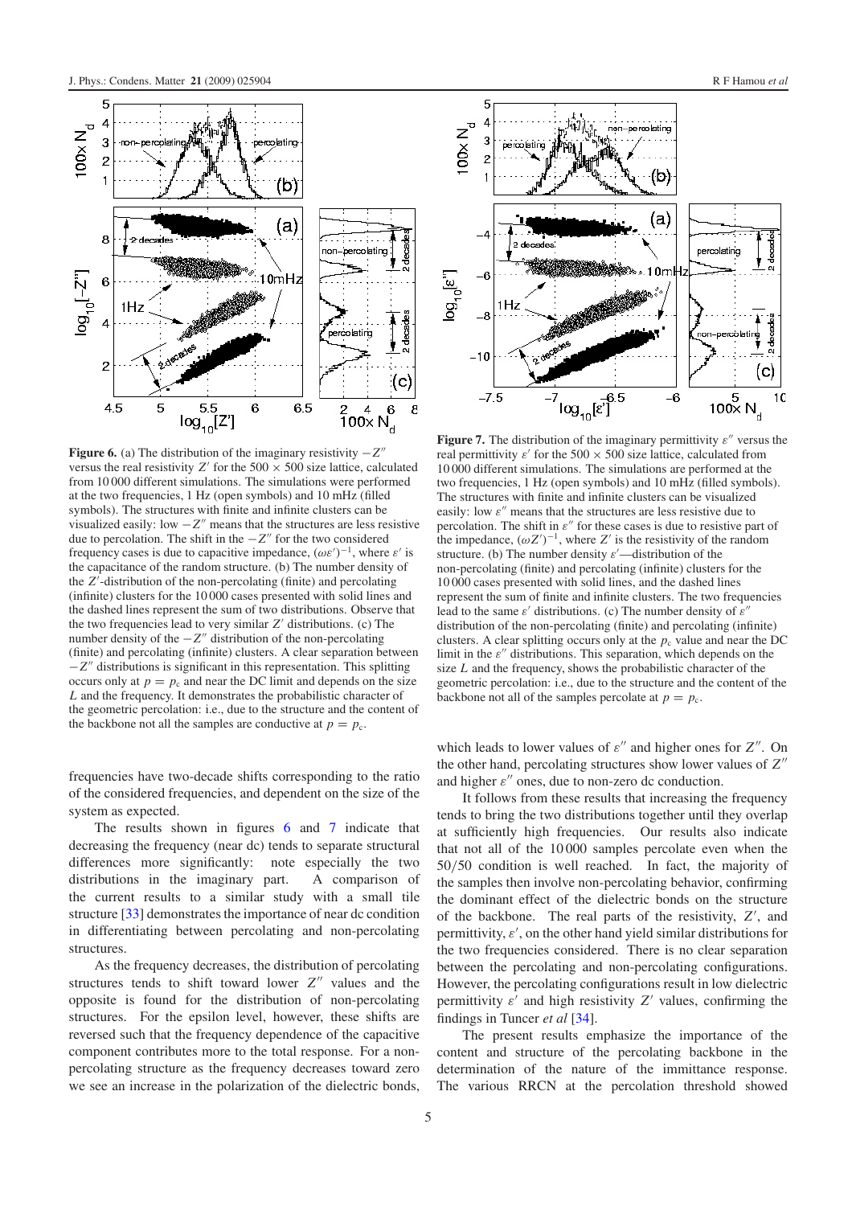**Figure 6.** (a) The distribution of the imaginary resistivity $-Z''$ versus the real resistivity $Z'$ for the $500 \times 500$ size lattice, calculated from 10 000 different simulations. The simulations were performed at the two frequencies, 1 Hz (open symbols) and 10 mHz (filled symbols). The structures with finite and infinite clusters can be visualized easily: low $-Z''$ means that the structures are less resistive due to percolation. The shift in the $-Z''$ for the two considered frequency cases is due to capacitive impedance, $(\omega\varepsilon')^{-1}$, where $\varepsilon'$ is the capacitance of the random structure. (b) The number density of the $Z'$-distribution of the non-percolating (finite) and percolating (infinite) clusters for the 10 000 cases presented with solid lines and the dashed lines represent the sum of two distributions. Observe that the two frequencies lead to very similar $Z'$ distributions. (c) The number density of the $-Z''$ distribution of the non-percolating (finite) and percolating (infinite) clusters. A clear separation between $-Z''$ distributions is significant in this representation. This splitting occurs only at $p = p_c$ and near the DC limit and depends on the size $L$ and the frequency. It demonstrates the probabilistic character of the geometric percolation: i.e., due to the structure and the content of the backbone not all the samples are conductive at $p = p_c$.

**Figure 7.** The distribution of the imaginary permittivity $\varepsilon''$ versus the real permittivity $\varepsilon'$ for the $500 \times 500$ size lattice, calculated from 10 000 different simulations. The simulations are performed at the two frequencies, 1 Hz (open symbols) and 10 mHz (filled symbols). The structures with finite and infinite clusters can be visualized easily: low $\varepsilon''$ means that the structures are less resistive due to percolation. The shift in $\varepsilon''$ for these cases is due to resistive part of the impedance, $(\omega Z')^{-1}$, where $Z'$ is the resistivity of the random structure. (b) The number density $\varepsilon'$—distribution of the non-percolating (finite) and percolating (infinite) clusters for the 10 000 cases presented with solid lines, and the dashed lines represent the sum of finite and infinite clusters. The two frequencies lead to the same $\varepsilon'$ distributions. (c) The number density of $\varepsilon''$ distribution of the non-percolating (finite) and percolating (infinite) clusters. A clear splitting occurs only at the $p_c$ value and near the DC limit in the $\varepsilon''$ distributions. This separation, which depends on the size $L$ and the frequency, shows the probabilistic character of the geometric percolation: i.e., due to the structure and the content of the backbone not all of the samples percolate at $p = p_c$.

frequencies have two-decade shifts corresponding to the ratio of the considered frequencies, and dependent on the size of the system as expected.

The results shown in figures 6 and 7 indicate that decreasing the frequency (near dc) tends to separate structural differences more significantly: note especially the two distributions in the imaginary part. A comparison of the current results to a similar study with a small tile structure [33] demonstrates the importance of near dc condition in differentiating between percolating and non-percolating structures.

As the frequency decreases, the distribution of percolating structures tends to shift toward lower $Z''$ values and the opposite is found for the distribution of non-percolating structures. For the epsilon level, however, these shifts are reversed such that the frequency dependence of the capacitive component contributes more to the total response. For a non-percolating structure as the frequency decreases toward zero we see an increase in the polarization of the dielectric bonds, which leads to lower values of $\varepsilon''$ and higher ones for $Z''$. On the other hand, percolating structures show lower values of $Z''$ and higher $\varepsilon''$ ones, due to non-zero dc conduction.

It follows from these results that increasing the frequency tends to bring the two distributions together until they overlap at sufficiently high frequencies. Our results also indicate that not all of the 10 000 samples percolate even when the 50/50 condition is well reached. In fact, the majority of the samples then involve non-percolating behavior, confirming the dominant effect of the dielectric bonds on the structure of the backbone. The real parts of the resistivity, $Z'$, and permittivity, $\varepsilon'$, on the other hand yield similar distributions for the two frequencies considered. There is no clear separation between the percolating and non-percolating configurations. However, the percolating configurations result in low dielectric permittivity $\varepsilon'$ and high resistivity $Z'$ values, confirming the findings in Tuncer *et al* [34].

The present results emphasize the importance of the content and structure of the percolating backbone in the determination of the nature of the immittance response. The various RRCN at the percolation threshold showed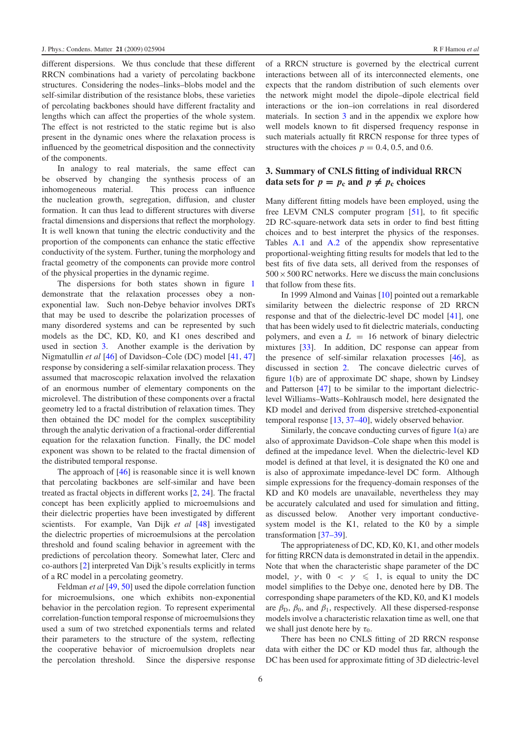different dispersions. We thus conclude that these different RRCN combinations had a variety of percolating backbone structures. Considering the nodes–links–blobs model and the self-similar distribution of the resistance blobs, these varieties of percolating backbones should have different fractality and lengths which can affect the properties of the whole system. The effect is not restricted to the static regime but is also present in the dynamic ones where the relaxation process is influenced by the geometrical disposition and the connectivity of the components.

In analogy to real materials, the same effect can be observed by changing the synthesis process of an inhomogeneous material. This process can influence the nucleation growth, segregation, diffusion, and cluster formation. It can thus lead to different structures with diverse fractal dimensions and dispersions that reflect the morphology. It is well known that tuning the electric conductivity and the proportion of the components can enhance the static effective conductivity of the system. Further, tuning the morphology and fractal geometry of the components can provide more control of the physical properties in the dynamic regime.

The dispersions for both states shown in figure 1 demonstrate that the relaxation processes obey a non-exponential law. Such non-Debye behavior involves DRTs that may be used to describe the polarization processes of many disordered systems and can be represented by such models as the DC, KD, K0, and K1 ones described and used in section 3. Another example is the derivation by Nigmatullin *et al* [46] of Davidson–Cole (DC) model [41, 47] response by considering a self-similar relaxation process. They assumed that macroscopic relaxation involved the relaxation of an enormous number of elementary components on the microlevel. The distribution of these components over a fractal geometry led to a fractal distribution of relaxation times. They then obtained the DC model for the complex susceptibility through the analytic derivation of a fractional-order differential equation for the relaxation function. Finally, the DC model exponent was shown to be related to the fractal dimension of the distributed temporal response.

The approach of [46] is reasonable since it is well known that percolating backbones are self-similar and have been treated as fractal objects in different works [2, 24]. The fractal concept has been explicitly applied to microemulsions and their dielectric properties have been investigated by different scientists. For example, Van Dijk *et al* [48] investigated the dielectric properties of microemulsions at the percolation threshold and found scaling behavior in agreement with the predictions of percolation theory. Somewhat later, Clerc and co-authors [2] interpreted Van Dijk's results explicitly in terms of a RC model in a percolating geometry.

Feldman *et al* [49, 50] used the dipole correlation function for microemulsions, one which exhibits non-exponential behavior in the percolation region. To represent experimental correlation-function temporal response of microemulsions they used a sum of two stretched exponentials terms and related their parameters to the structure of the system, reflecting the cooperative behavior of microemulsion droplets near the percolation threshold. Since the dispersive response of a RRCN structure is governed by the electrical current interactions between all of its interconnected elements, one expects that the random distribution of such elements over the network might model the dipole–dipole electrical field interactions or the ion–ion correlations in real disordered materials. In section 3 and in the appendix we explore how well models known to fit dispersed frequency response in such materials actually fit RRCN response for three types of structures with the choices $p = 0.4$, 0.5, and 0.6.

## 3. Summary of CNLS fitting of individual RRCN data sets for $p = p_c$ and $p \neq p_c$ choices

Many different fitting models have been employed, using the free LEVM CNLS computer program [51], to fit specific 2D RC-square-network data sets in order to find best fitting choices and to best interpret the physics of the responses. Tables A.1 and A.2 of the appendix show representative proportional-weighting fitting results for models that led to the best fits of five data sets, all derived from the responses of $500 \times 500$ RC networks. Here we discuss the main conclusions that follow from these fits.

In 1999 Almond and Vainas [10] pointed out a remarkable similarity between the dielectric response of 2D RRCN response and that of the dielectric-level DC model [41], one that has been widely used to fit dielectric materials, conducting polymers, and even a $L = 16$ network of binary dielectric mixtures [33]. In addition, DC response can appear from the presence of self-similar relaxation processes [46], as discussed in section 2. The concave dielectric curves of figure 1(b) are of approximate DC shape, shown by Lindsey and Patterson [47] to be similar to the important dielectric-level Williams–Watts–Kohlrausch model, here designated the KD model and derived from dispersive stretched-exponential temporal response [13, 37–40], widely observed behavior.

Similarly, the concave conducting curves of figure 1(a) are also of approximate Davidson–Cole shape when this model is defined at the impedance level. When the dielectric-level KD model is defined at that level, it is designated the K0 one and is also of approximate impedance-level DC form. Although simple expressions for the frequency-domain responses of the KD and K0 models are unavailable, nevertheless they may be accurately calculated and used for simulation and fitting, as discussed below. Another very important conductive-system model is the K1, related to the K0 by a simple transformation [37–39].

The appropriateness of DC, KD, K0, K1, and other models for fitting RRCN data is demonstrated in detail in the appendix. Note that when the characteristic shape parameter of the DC model, $\gamma$, with $0 < \gamma \leqslant 1$, is equal to unity the DC model simplifies to the Debye one, denoted here by DB. The corresponding shape parameters of the KD, K0, and K1 models are $\beta_D$, $\beta_0$, and $\beta_1$, respectively. All these dispersed-response models involve a characteristic relaxation time as well, one that we shall just denote here by $\tau_0$.

There has been no CNLS fitting of 2D RRCN response data with either the DC or KD model thus far, although the DC has been used for approximate fitting of 3D dielectric-level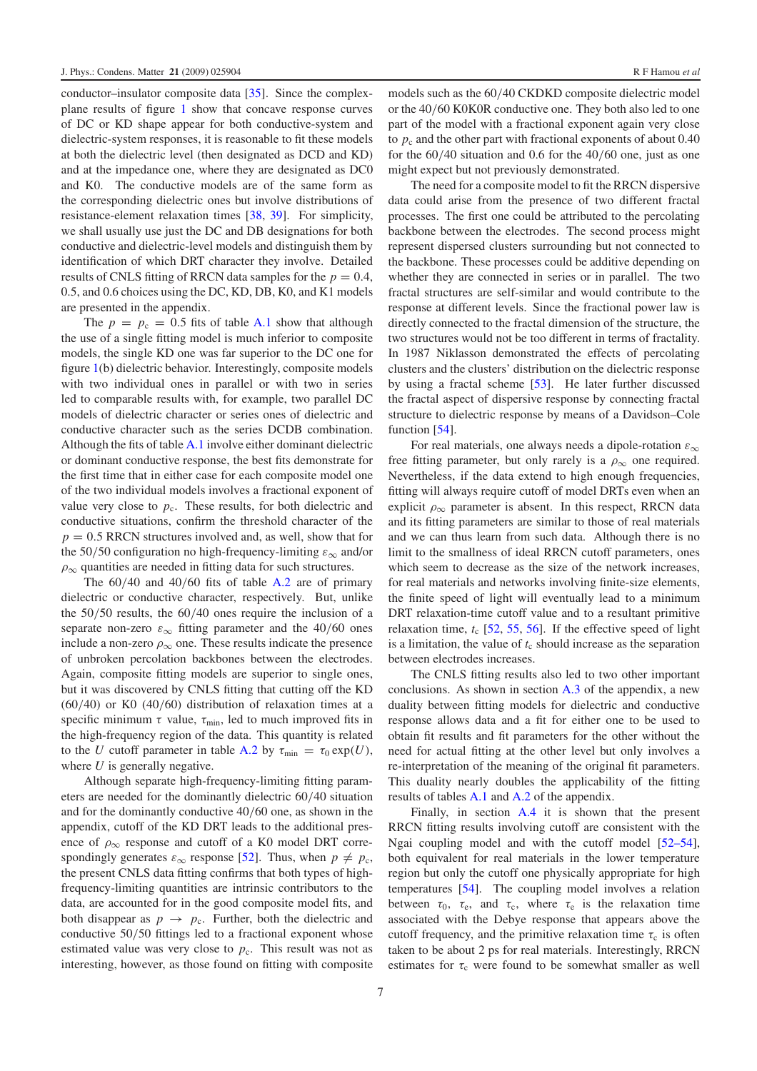conductor–insulator composite data [35]. Since the complex-plane results of figure 1 show that concave response curves of DC or KD shape appear for both conductive-system and dielectric-system responses, it is reasonable to fit these models at both the dielectric level (then designated as DCD and KD) and at the impedance one, where they are designated as DC0 and K0. The conductive models are of the same form as the corresponding dielectric ones but involve distributions of resistance-element relaxation times [38, 39]. For simplicity, we shall usually use just the DC and DB designations for both conductive and dielectric-level models and distinguish them by identification of which DRT character they involve. Detailed results of CNLS fitting of RRCN data samples for the $p = 0.4$, 0.5, and 0.6 choices using the DC, KD, DB, K0, and K1 models are presented in the appendix.

The $p = p_c = 0.5$ fits of table A.1 show that although the use of a single fitting model is much inferior to composite models, the single KD one was far superior to the DC one for figure 1(b) dielectric behavior. Interestingly, composite models with two individual ones in parallel or with two in series led to comparable results with, for example, two parallel DC models of dielectric character or series ones of dielectric and conductive character such as the series DCDB combination. Although the fits of table A.1 involve either dominant dielectric or dominant conductive response, the best fits demonstrate for the first time that in either case for each composite model one of the two individual models involves a fractional exponent of value very close to $p_c$. These results, for both dielectric and conductive situations, confirm the threshold character of the $p = 0.5$ RRCN structures involved and, as well, show that for the 50/50 configuration no high-frequency-limiting $\varepsilon_\infty$ and/or $\rho_\infty$ quantities are needed in fitting data for such structures.

The 60/40 and 40/60 fits of table A.2 are of primary dielectric or conductive character, respectively. But, unlike the 50/50 results, the 60/40 ones require the inclusion of a separate non-zero $\varepsilon_\infty$ fitting parameter and the 40/60 ones include a non-zero $\rho_\infty$ one. These results indicate the presence of unbroken percolation backbones between the electrodes. Again, composite fitting models are superior to single ones, but it was discovered by CNLS fitting that cutting off the KD (60/40) or K0 (40/60) distribution of relaxation times at a specific minimum $\tau$ value, $\tau_{\min}$, led to much improved fits in the high-frequency region of the data. This quantity is related to the $U$ cutoff parameter in table A.2 by $\tau_{\min} = \tau_0 \exp(U)$, where $U$ is generally negative.

Although separate high-frequency-limiting fitting parameters are needed for the dominantly dielectric 60/40 situation and for the dominantly conductive 40/60 one, as shown in the appendix, cutoff of the KD DRT leads to the additional presence of $\rho_\infty$ response and cutoff of a K0 model DRT correspondingly generates $\varepsilon_\infty$ response [52]. Thus, when $p \neq p_c$, the present CNLS data fitting confirms that both types of high-frequency-limiting quantities are intrinsic contributors to the data, are accounted for in the good composite model fits, and both disappear as $p \to p_c$. Further, both the dielectric and conductive 50/50 fittings led to a fractional exponent whose estimated value was very close to $p_c$. This result was not as interesting, however, as those found on fitting with composite models such as the 60/40 CKDKD composite dielectric model or the 40/60 K0K0R conductive one. They both also led to one part of the model with a fractional exponent again very close to $p_c$ and the other part with fractional exponents of about 0.40 for the 60/40 situation and 0.6 for the 40/60 one, just as one might expect but not previously demonstrated.

The need for a composite model to fit the RRCN dispersive data could arise from the presence of two different fractal processes. The first one could be attributed to the percolating backbone between the electrodes. The second process might represent dispersed clusters surrounding but not connected to the backbone. These processes could be additive depending on whether they are connected in series or in parallel. The two fractal structures are self-similar and would contribute to the response at different levels. Since the fractional power law is directly connected to the fractal dimension of the structure, the two structures would not be too different in terms of fractality. In 1987 Niklasson demonstrated the effects of percolating clusters and the clusters' distribution on the dielectric response by using a fractal scheme [53]. He later further discussed the fractal aspect of dispersive response by connecting fractal structure to dielectric response by means of a Davidson–Cole function [54].

For real materials, one always needs a dipole-rotation $\varepsilon_\infty$ free fitting parameter, but only rarely is a $\rho_\infty$ one required. Nevertheless, if the data extend to high enough frequencies, fitting will always require cutoff of model DRTs even when an explicit $\rho_\infty$ parameter is absent. In this respect, RRCN data and its fitting parameters are similar to those of real materials and we can thus learn from such data. Although there is no limit to the smallness of ideal RRCN cutoff parameters, ones which seem to decrease as the size of the network increases, for real materials and networks involving finite-size elements, the finite speed of light will eventually lead to a minimum DRT relaxation-time cutoff value and to a resultant primitive relaxation time, $t_c$ [52, 55, 56]. If the effective speed of light is a limitation, the value of $t_c$ should increase as the separation between electrodes increases.

The CNLS fitting results also led to two other important conclusions. As shown in section A.3 of the appendix, a new duality between fitting models for dielectric and conductive response allows data and a fit for either one to be used to obtain fit results and fit parameters for the other without the need for actual fitting at the other level but only involves a re-interpretation of the meaning of the original fit parameters. This duality nearly doubles the applicability of the fitting results of tables A.1 and A.2 of the appendix.

Finally, in section A.4 it is shown that the present RRCN fitting results involving cutoff are consistent with the Ngai coupling model and with the cutoff model [52–54], both equivalent for real materials in the lower temperature region but only the cutoff one physically appropriate for high temperatures [54]. The coupling model involves a relation between $\tau_0$, $\tau_e$, and $\tau_c$, where $\tau_e$ is the relaxation time associated with the Debye response that appears above the cutoff frequency, and the primitive relaxation time $\tau_c$ is often taken to be about 2 ps for real materials. Interestingly, RRCN estimates for $\tau_c$ were found to be somewhat smaller as well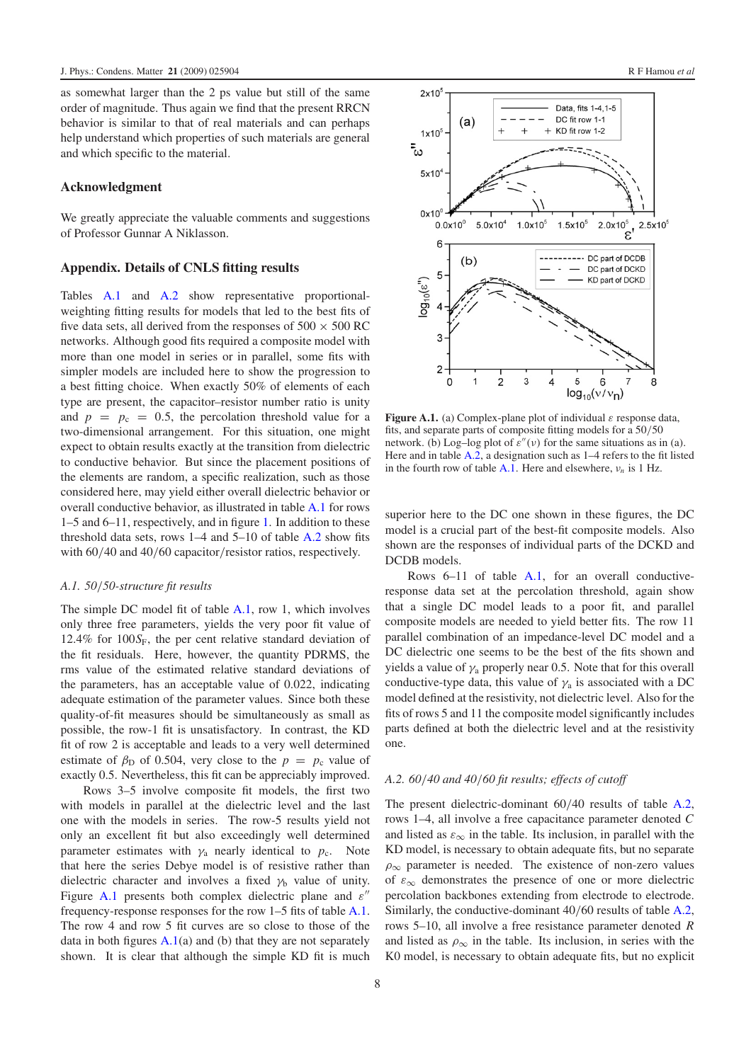as somewhat larger than the 2 ps value but still of the same order of magnitude. Thus again we find that the present RRCN behavior is similar to that of real materials and can perhaps help understand which properties of such materials are general and which specific to the material.

## Acknowledgment

We greatly appreciate the valuable comments and suggestions of Professor Gunnar A Niklasson.

## Appendix. Details of CNLS fitting results

Tables A.1 and A.2 show representative proportional-weighting fitting results for models that led to the best fits of five data sets, all derived from the responses of 500 × 500 RC networks. Although good fits required a composite model with more than one model in series or in parallel, some fits with simpler models are included here to show the progression to a best fitting choice. When exactly 50% of elements of each type are present, the capacitor–resistor number ratio is unity and $p = p_c = 0.5$, the percolation threshold value for a two-dimensional arrangement. For this situation, one might expect to obtain results exactly at the transition from dielectric to conductive behavior. But since the placement positions of the elements are random, a specific realization, such as those considered here, may yield either overall dielectric behavior or overall conductive behavior, as illustrated in table A.1 for rows 1–5 and 6–11, respectively, and in figure 1. In addition to these threshold data sets, rows 1–4 and 5–10 of table A.2 show fits with 60/40 and 40/60 capacitor/resistor ratios, respectively.

### A.1. 50/50-structure fit results

The simple DC model fit of table A.1, row 1, which involves only three free parameters, yields the very poor fit value of 12.4% for $100S_F$, the per cent relative standard deviation of the fit residuals. Here, however, the quantity PDRMS, the rms value of the estimated relative standard deviations of the parameters, has an acceptable value of 0.022, indicating adequate estimation of the parameter values. Since both these quality-of-fit measures should be simultaneously as small as possible, the row-1 fit is unsatisfactory. In contrast, the KD fit of row 2 is acceptable and leads to a very well determined estimate of $\beta_D$ of 0.504, very close to the $p = p_c$ value of exactly 0.5. Nevertheless, this fit can be appreciably improved.

Rows 3–5 involve composite fit models, the first two with models in parallel at the dielectric level and the last one with the models in series. The row-5 results yield not only an excellent fit but also exceedingly well determined parameter estimates with $\gamma_a$ nearly identical to $p_c$. Note that here the series Debye model is of resistive rather than dielectric character and involves a fixed $\gamma_b$ value of unity. Figure A.1 presents both complex dielectric plane and $\varepsilon''$ frequency-response responses for the row 1–5 fits of table A.1. The row 4 and row 5 fit curves are so close to those of the data in both figures A.1(a) and (b) that they are not separately shown. It is clear that although the simple KD fit is much superior here to the DC one shown in these figures, the DC model is a crucial part of the best-fit composite models. Also shown are the responses of individual parts of the DCKD and DCDB models.

**Figure A.1.** (a) Complex-plane plot of individual $\varepsilon$ response data, fits, and separate parts of composite fitting models for a 50/50 network. (b) Log–log plot of $\varepsilon''(\nu)$ for the same situations as in (a). Here and in table A.2, a designation such as 1–4 refers to the fit listed in the fourth row of table A.1. Here and elsewhere, $\nu_n$ is 1 Hz.

Rows 6–11 of table A.1, for an overall conductive-response data set at the percolation threshold, again show that a single DC model leads to a poor fit, and parallel composite models are needed to yield better fits. The row 11 parallel combination of an impedance-level DC model and a DC dielectric one seems to be the best of the fits shown and yields a value of $\gamma_a$ properly near 0.5. Note that for this overall conductive-type data, this value of $\gamma_a$ is associated with a DC model defined at the resistivity, not dielectric level. Also for the fits of rows 5 and 11 the composite model significantly includes parts defined at both the dielectric level and at the resistivity one.

### A.2. 60/40 and 40/60 fit results; effects of cutoff

The present dielectric-dominant 60/40 results of table A.2, rows 1–4, all involve a free capacitance parameter denoted $C$ and listed as $\varepsilon_\infty$ in the table. Its inclusion, in parallel with the KD model, is necessary to obtain adequate fits, but no separate $\rho_\infty$ parameter is needed. The existence of non-zero values of $\varepsilon_\infty$ demonstrates the presence of one or more dielectric percolation backbones extending from electrode to electrode. Similarly, the conductive-dominant 40/60 results of table A.2, rows 5–10, all involve a free resistance parameter denoted $R$ and listed as $\rho_\infty$ in the table. Its inclusion, in series with the K0 model, is necessary to obtain adequate fits, but no explicit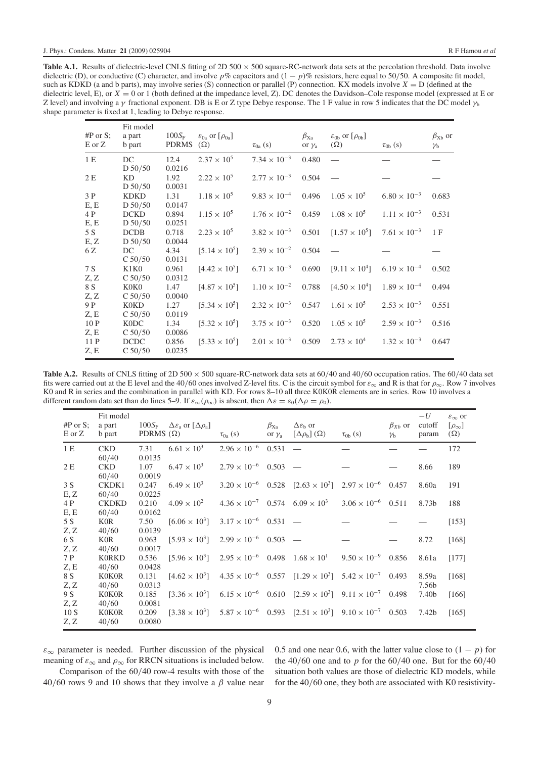**Table A.1.** Results of dielectric-level CNLS fitting of 2D 500 × 500 square-RC-network data sets at the percolation threshold. Data involve dielectric (D), or conductive (C) character, and involve $p$% capacitors and $(1 - p)$% resistors, here equal to 50/50. A composite fit model, such as KDKD (a and b parts), may involve series (S) connection or parallel (P) connection. KX models involve $X = \mathrm{D}$ (defined at the dielectric level, E), or $X = 0$ or 1 (both defined at the impedance level, Z). DC denotes the Davidson–Cole response model (expressed at E or Z level) and involving a $\gamma$ fractional exponent. DB is E or Z type Debye response. The 1 F value in row 5 indicates that the DC model $\gamma_b$ shape parameter is fixed at 1, leading to Debye response.

| #P or S; E or Z | Fit model a part b part | $100S_F$ PDRMS | $\varepsilon_{0a}$ or $[\rho_{0a}]$ ($\Omega$) | $\tau_{0a}$ (s) | $\beta_{Xa}$ or $\gamma_a$ | $\varepsilon_{0b}$ or $[\rho_{0b}]$ ($\Omega$) | $\tau_{0b}$ (s) | $\beta_{Xb}$ or $\gamma_b$ |
|---|---|---|---|---|---|---|---|---|
| 1 E | DC D 50/50 | 12.4 0.0216 | $2.37 \times 10^5$ | $7.34 \times 10^{-3}$ | 0.480 | — | — | — |
| 2 E | KD D 50/50 | 1.92 0.0031 | $2.22 \times 10^5$ | $2.77 \times 10^{-3}$ | 0.504 | — | — | — |
| 3 P E, E | KDKD D 50/50 | 1.31 0.0147 | $1.18 \times 10^5$ | $9.83 \times 10^{-4}$ | 0.496 | $1.05 \times 10^5$ | $6.80 \times 10^{-3}$ | 0.683 |
| 4 P E, E | DCKD D 50/50 | 0.894 0.0251 | $1.15 \times 10^5$ | $1.76 \times 10^{-2}$ | 0.459 | $1.08 \times 10^5$ | $1.11 \times 10^{-3}$ | 0.531 |
| 5 S E, Z | DCDB D 50/50 | 0.718 0.0044 | $2.23 \times 10^5$ | $3.82 \times 10^{-3}$ | 0.501 | $[1.57 \times 10^5]$ | $7.61 \times 10^{-3}$ | 1 F |
| 6 Z | DC C 50/50 | 4.34 0.0131 | $[5.14 \times 10^5]$ | $2.39 \times 10^{-2}$ | 0.504 | — | — | — |
| 7 S Z, Z | K1K0 C 50/50 | 0.961 0.0312 | $[4.42 \times 10^5]$ | $6.71 \times 10^{-3}$ | 0.690 | $[9.11 \times 10^4]$ | $6.19 \times 10^{-4}$ | 0.502 |
| 8 S Z, Z | K0K0 C 50/50 | 1.47 0.0040 | $[4.87 \times 10^5]$ | $1.10 \times 10^{-2}$ | 0.788 | $[4.50 \times 10^4]$ | $1.89 \times 10^{-4}$ | 0.494 |
| 9 P Z, E | K0KD C 50/50 | 1.27 0.0119 | $[5.34 \times 10^5]$ | $2.32 \times 10^{-3}$ | 0.547 | $1.61 \times 10^5$ | $2.53 \times 10^{-3}$ | 0.551 |
| 10 P Z, E | K0DC C 50/50 | 1.34 0.0086 | $[5.32 \times 10^5]$ | $3.75 \times 10^{-3}$ | 0.520 | $1.05 \times 10^5$ | $2.59 \times 10^{-3}$ | 0.516 |
| 11 P Z, E | DCDC C 50/50 | 0.856 0.0235 | $[5.33 \times 10^5]$ | $2.01 \times 10^{-3}$ | 0.509 | $2.73 \times 10^4$ | $1.32 \times 10^{-3}$ | 0.647 |

**Table A.2.** Results of CNLS fitting of 2D 500 × 500 square-RC-network data sets at 60/40 and 40/60 occupation ratios. The 60/40 data set fits were carried out at the E level and the 40/60 ones involved Z-level fits. C is the circuit symbol for $\varepsilon_\infty$ and R is that for $\rho_\infty$. Row 7 involves K0 and R in series and the combination in parallel with KD. For rows 8–10 all three K0K0R elements are in series. Row 10 involves a different random data set than do lines 5–9. If $\varepsilon_\infty(\rho_\infty)$ is absent, then $\Delta\varepsilon = \varepsilon_0(\Delta\rho = \rho_0)$.

| #P or S; E or Z | Fit model a part b part | $100S_F$ PDRMS | $\Delta\varepsilon_a$ or $[\Delta\rho_a]$ ($\Omega$) | $\tau_{0a}$ (s) | $\beta_{Xa}$ or $\gamma_a$ | $\Delta\varepsilon_b$ or $[\Delta\rho_b]$ ($\Omega$) | $\tau_{0b}$ (s) | $\beta_{Xb}$ or $\gamma_b$ | $-U$ cutoff param | $\varepsilon_\infty$ or $[\rho_\infty]$ ($\Omega$) |
|---|---|---|---|---|---|---|---|---|---|---|
| 1 E | CKD 60/40 | 7.31 0.0135 | $6.61 \times 10^3$ | $2.96 \times 10^{-6}$ | 0.531 | — | — | — | — | 172 |
| 2 E | CKD 60/40 | 1.07 0.0019 | $6.47 \times 10^3$ | $2.79 \times 10^{-6}$ | 0.503 | — | — | — | 8.66 | 189 |
| 3 S E, Z | CKDK1 60/40 | 0.247 0.0225 | $6.49 \times 10^3$ | $3.20 \times 10^{-6}$ | 0.528 | $[2.63 \times 10^3]$ | $2.97 \times 10^{-6}$ | 0.457 | 8.60a | 191 |
| 4 P E, E | CKDKD 60/40 | 0.210 0.0162 | $4.09 \times 10^2$ | $4.36 \times 10^{-7}$ | 0.574 | $6.09 \times 10^3$ | $3.06 \times 10^{-6}$ | 0.511 | 8.73b | 188 |
| 5 S Z, Z | K0R 40/60 | 7.50 0.0139 | $[6.06 \times 10^3]$ | $3.17 \times 10^{-6}$ | 0.531 | — | — | — | — | [153] |
| 6 S Z, Z | K0R 40/60 | 0.963 0.0017 | $[5.93 \times 10^3]$ | $2.99 \times 10^{-6}$ | 0.503 | — | — | — | 8.72 | [168] |
| 7 P Z, E | K0RKD 40/60 | 0.536 0.0428 | $[5.96 \times 10^3]$ | $2.95 \times 10^{-6}$ | 0.498 | $1.68 \times 10^1$ | $9.50 \times 10^{-9}$ | 0.856 | 8.61a | [177] |
| 8 S Z, Z | K0K0R 40/60 | 0.131 0.0313 | $[4.62 \times 10^3]$ | $4.35 \times 10^{-6}$ | 0.557 | $[1.29 \times 10^3]$ | $5.42 \times 10^{-7}$ | 0.493 | 8.59a 7.56b | [168] |
| 9 S Z, Z | K0K0R 40/60 | 0.185 0.0081 | $[3.36 \times 10^3]$ | $6.15 \times 10^{-6}$ | 0.610 | $[2.59 \times 10^3]$ | $9.11 \times 10^{-7}$ | 0.498 | 7.40b | [166] |
| 10 S Z, Z | K0K0R 40/60 | 0.209 0.0080 | $[3.38 \times 10^3]$ | $5.87 \times 10^{-6}$ | 0.593 | $[2.51 \times 10^3]$ | $9.10 \times 10^{-7}$ | 0.503 | 7.42b | [165] |

$\varepsilon_\infty$ parameter is needed. Further discussion of the physical meaning of $\varepsilon_\infty$ and $\rho_\infty$ for RRCN situations is included below.

Comparison of the 60/40 row-4 results with those of the 40/60 rows 9 and 10 shows that they involve a $\beta$ value near 0.5 and one near 0.6, with the latter value close to $(1 - p)$ for the 40/60 one and to $p$ for the 60/40 one. But for the 60/40 situation both values are those of dielectric KD models, while for the 40/60 one, they both are associated with K0 resistivity-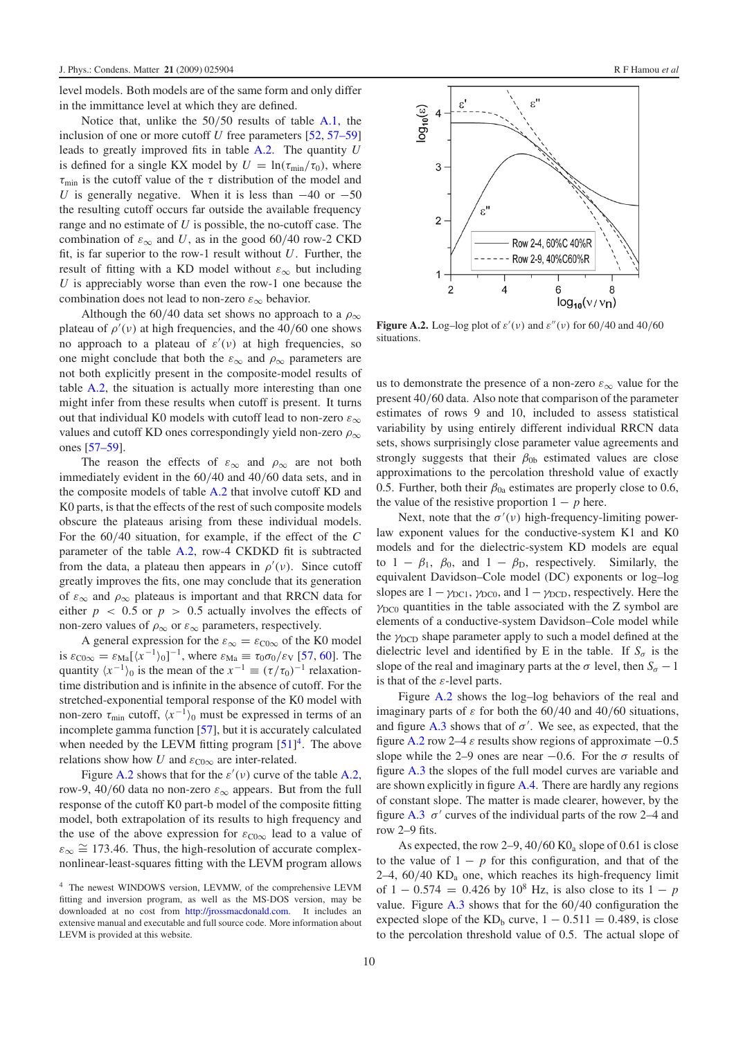level models. Both models are of the same form and only differ in the immittance level at which they are defined.

Notice that, unlike the 50/50 results of table A.1, the inclusion of one or more cutoff $U$ free parameters [52, 57–59] leads to greatly improved fits in table A.2. The quantity $U$ is defined for a single KX model by $U = \ln(\tau_{min}/\tau_0)$, where $\tau_{min}$ is the cutoff value of the $\tau$ distribution of the model and $U$ is generally negative. When it is less than $-40$ or $-50$ the resulting cutoff occurs far outside the available frequency range and no estimate of $U$ is possible, the no-cutoff case. The combination of $\varepsilon_\infty$ and $U$, as in the good 60/40 row-2 CKD fit, is far superior to the row-1 result without $U$. Further, the result of fitting with a KD model without $\varepsilon_\infty$ but including $U$ is appreciably worse than even the row-1 one because the combination does not lead to non-zero $\varepsilon_\infty$ behavior.

Although the 60/40 data set shows no approach to a $\rho_\infty$ plateau of $\rho'(\nu)$ at high frequencies, and the 40/60 one shows no approach to a plateau of $\varepsilon'(\nu)$ at high frequencies, so one might conclude that both the $\varepsilon_\infty$ and $\rho_\infty$ parameters are not both explicitly present in the composite-model results of table A.2, the situation is actually more interesting than one might infer from these results when cutoff is present. It turns out that individual K0 models with cutoff lead to non-zero $\varepsilon_\infty$ values and cutoff KD ones correspondingly yield non-zero $\rho_\infty$ ones [57–59].

The reason the effects of $\varepsilon_\infty$ and $\rho_\infty$ are not both immediately evident in the 60/40 and 40/60 data sets, and in the composite models of table A.2 that involve cutoff KD and K0 parts, is that the effects of the rest of such composite models obscure the plateaus arising from these individual models. For the 60/40 situation, for example, if the effect of the $C$ parameter of the table A.2, row-4 CKDKD fit is subtracted from the data, a plateau then appears in $\rho'(\nu)$. Since cutoff greatly improves the fits, one may conclude that its generation of $\varepsilon_\infty$ and $\rho_\infty$ plateaus is important and that RRCN data for either $p < 0.5$ or $p > 0.5$ actually involves the effects of non-zero values of $\rho_\infty$ or $\varepsilon_\infty$ parameters, respectively.

A general expression for the $\varepsilon_\infty = \varepsilon_{C0\infty}$ of the K0 model is $\varepsilon_{C0\infty} = \varepsilon_{Ma}[\langle x^{-1}\rangle_0]^{-1}$, where $\varepsilon_{Ma} \equiv \tau_0\sigma_0/\varepsilon_V$ [57, 60]. The quantity $\langle x^{-1}\rangle_0$ is the mean of the $x^{-1} \equiv (\tau/\tau_0)^{-1}$ relaxation-time distribution and is infinite in the absence of cutoff. For the stretched-exponential temporal response of the K0 model with non-zero $\tau_{min}$ cutoff, $\langle x^{-1}\rangle_0$ must be expressed in terms of an incomplete gamma function [57], but it is accurately calculated when needed by the LEVM fitting program [51][4]. The above relations show how $U$ and $\varepsilon_{C0\infty}$ are inter-related.

Figure A.2 shows that for the $\varepsilon'(\nu)$ curve of the table A.2, row-9, 40/60 data no non-zero $\varepsilon_\infty$ appears. But from the full response of the cutoff K0 part-b model of the composite fitting model, both extrapolation of its results to high frequency and the use of the above expression for $\varepsilon_{C0\infty}$ lead to a value of $\varepsilon_\infty \cong 173.46$. Thus, the high-resolution of accurate complex-nonlinear-least-squares fitting with the LEVM program allows

[4] The newest WINDOWS version, LEVMW, of the comprehensive LEVM fitting and inversion program, as well as the MS-DOS version, may be downloaded at no cost from http://jrossmacdonald.com. It includes an extensive manual and executable and full source code. More information about LEVM is provided at this website.

**Figure A.2.** Log–log plot of $\varepsilon'(\nu)$ and $\varepsilon''(\nu)$ for 60/40 and 40/60 situations.

us to demonstrate the presence of a non-zero $\varepsilon_\infty$ value for the present 40/60 data. Also note that comparison of the parameter estimates of rows 9 and 10, included to assess statistical variability by using entirely different individual RRCN data sets, shows surprisingly close parameter value agreements and strongly suggests that their $\beta_{0b}$ estimated values are close approximations to the percolation threshold value of exactly 0.5. Further, both their $\beta_{0a}$ estimates are properly close to 0.6, the value of the resistive proportion $1 - p$ here.

Next, note that the $\sigma'(\nu)$ high-frequency-limiting power-law exponent values for the conductive-system K1 and K0 models and for the dielectric-system KD models are equal to $1 - \beta_1$, $\beta_0$, and $1 - \beta_D$, respectively. Similarly, the equivalent Davidson–Cole model (DC) exponents or log–log slopes are $1 - \gamma_{DC1}$, $\gamma_{DC0}$, and $1 - \gamma_{DCD}$, respectively. Here the $\gamma_{DC0}$ quantities in the table associated with the Z symbol are elements of a conductive-system Davidson–Cole model while the $\gamma_{DCD}$ shape parameter apply to such a model defined at the dielectric level and identified by E in the table. If $S_\sigma$ is the slope of the real and imaginary parts at the $\sigma$ level, then $S_\sigma - 1$ is that of the $\varepsilon$-level parts.

Figure A.2 shows the log–log behaviors of the real and imaginary parts of $\varepsilon$ for both the 60/40 and 40/60 situations, and figure A.3 shows that of $\sigma'$. We see, as expected, that the figure A.2 row 2–4 $\varepsilon$ results show regions of approximate $-0.5$ slope while the row 2–9 ones are near $-0.6$. For the $\sigma$ results of figure A.3 the slopes of the full model curves are variable and are shown explicitly in figure A.4. There are hardly any regions of constant slope. The matter is made clearer, however, by the figure A.3 $\sigma'$ curves of the individual parts of the row 2–4 and row 2–9 fits.

As expected, the row 2–9, 40/60 $K0_a$ slope of 0.61 is close to the value of $1 - p$ for this configuration, and that of the 2–4, 60/40 $KD_a$ one, which reaches its high-frequency limit of $1 - 0.574 = 0.426$ by $10^8$ Hz, is also close to its $1 - p$ value. Figure A.3 shows that for the 60/40 configuration the expected slope of the $KD_b$ curve, $1 - 0.511 = 0.489$, is close to the percolation threshold value of 0.5. The actual slope of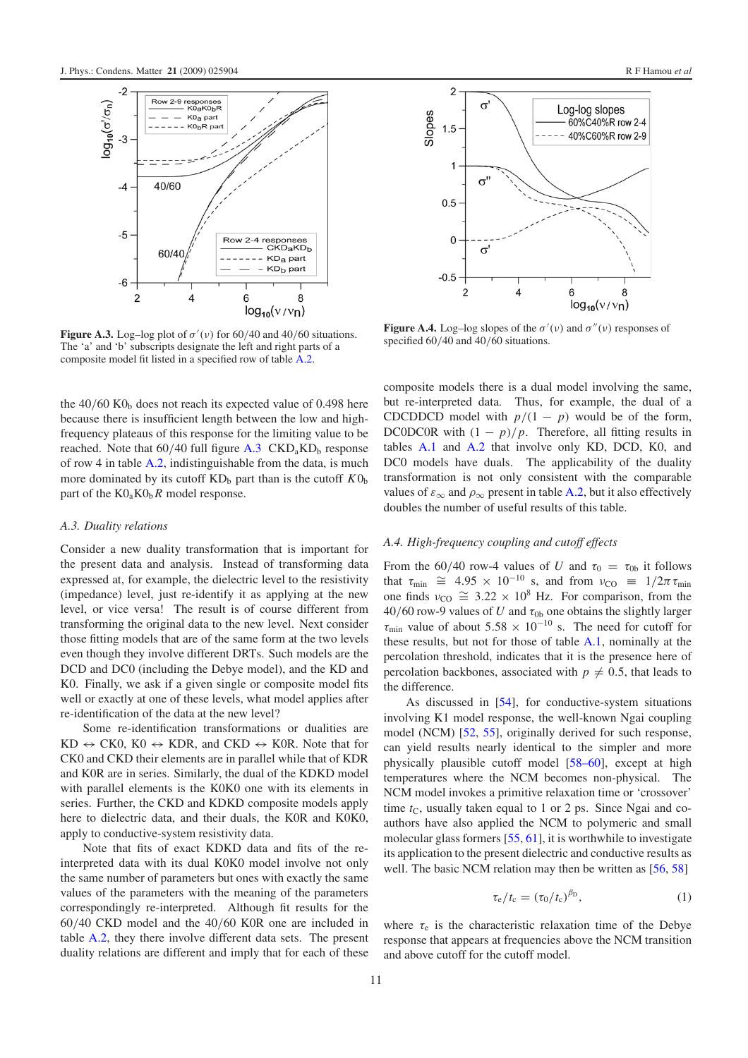**Figure A.3.** Log–log plot of $\sigma'(\nu)$ for 60/40 and 40/60 situations. The 'a' and 'b' subscripts designate the left and right parts of a composite model fit listed in a specified row of table A.2.

**Figure A.4.** Log–log slopes of the $\sigma'(\nu)$ and $\sigma''(\nu)$ responses of specified 60/40 and 40/60 situations.

the 40/60 $K0_b$ does not reach its expected value of 0.498 here because there is insufficient length between the low and high-frequency plateaus of this response for the limiting value to be reached. Note that 60/40 full figure A.3 $CKD_aKD_b$ response of row 4 in table A.2, indistinguishable from the data, is much more dominated by its cutoff $KD_b$ part than is the cutoff $K0_b$ part of the $K0_aK0_bR$ model response.

### A.3. Duality relations

Consider a new duality transformation that is important for the present data and analysis. Instead of transforming data expressed at, for example, the dielectric level to the resistivity (impedance) level, just re-identify it as applying at the new level, or vice versa! The result is of course different from transforming the original data to the new level. Next consider those fitting models that are of the same form at the two levels even though they involve different DRTs. Such models are the DCD and DC0 (including the Debye model), and the KD and K0. Finally, we ask if a given single or composite model fits well or exactly at one of these levels, what model applies after re-identification of the data at the new level?

Some re-identification transformations or dualities are KD $\leftrightarrow$ CK0, K0 $\leftrightarrow$ KDR, and CKD $\leftrightarrow$ K0R. Note that for CK0 and CKD their elements are in parallel while that of KDR and K0R are in series. Similarly, the dual of the KDKD model with parallel elements is the K0K0 one with its elements in series. Further, the CKD and KDKD composite models apply here to dielectric data, and their duals, the K0R and K0K0, apply to conductive-system resistivity data.

Note that fits of exact KDKD data and fits of the re-interpreted data with its dual K0K0 model involve not only the same number of parameters but ones with exactly the same values of the parameters with the meaning of the parameters correspondingly re-interpreted. Although fit results for the 60/40 CKD model and the 40/60 K0R one are included in table A.2, they there involve different data sets. The present duality relations are different and imply that for each of these composite models there is a dual model involving the same, but re-interpreted data. Thus, for example, the dual of a CDCDDCD model with $p/(1-p)$ would be of the form, DC0DC0R with $(1-p)/p$. Therefore, all fitting results in tables A.1 and A.2 that involve only KD, DCD, K0, and DC0 models have duals. The applicability of the duality transformation is not only consistent with the presence of values of $\varepsilon_\infty$ and $\rho_\infty$ present in table A.2, but it also effectively doubles the number of useful results of this table.

### A.4. High-frequency coupling and cutoff effects

From the 60/40 row-4 values of $U$ and $\tau_0 = \tau_{0b}$ it follows that $\tau_{min} \cong 4.95 \times 10^{-10}$ s, and from $\nu_{CO} \equiv 1/2\pi\tau_{min}$ one finds $\nu_{CO} \cong 3.22 \times 10^8$ Hz. For comparison, from the 40/60 row-9 values of $U$ and $\tau_{0b}$ one obtains the slightly larger $\tau_{min}$ value of about $5.58 \times 10^{-10}$ s. The need for cutoff for these results, but not for those of table A.1, nominally at the percolation threshold, indicates that it is the presence here of percolation backbones, associated with $p \neq 0.5$, that leads to the difference.

As discussed in [54], for conductive-system situations involving K1 model response, the well-known Ngai coupling model (NCM) [52, 55], originally derived for such response, can yield results nearly identical to the simpler and more physically plausible cutoff model [58–60], except at high temperatures where the NCM becomes non-physical. The NCM model invokes a primitive relaxation time or 'crossover' time $t_C$, usually taken equal to 1 or 2 ps. Since Ngai and co-authors have also applied the NCM to polymeric and small molecular glass formers [55, 61], it is worthwhile to investigate its application to the present dielectric and conductive results as well. The basic NCM relation may then be written as [56, 58]

$$\tau_e/t_c = (\tau_0/t_c)^{\beta_D}, \tag{1}$$

where $\tau_e$ is the characteristic relaxation time of the Debye response that appears at frequencies above the NCM transition and above cutoff for the cutoff model.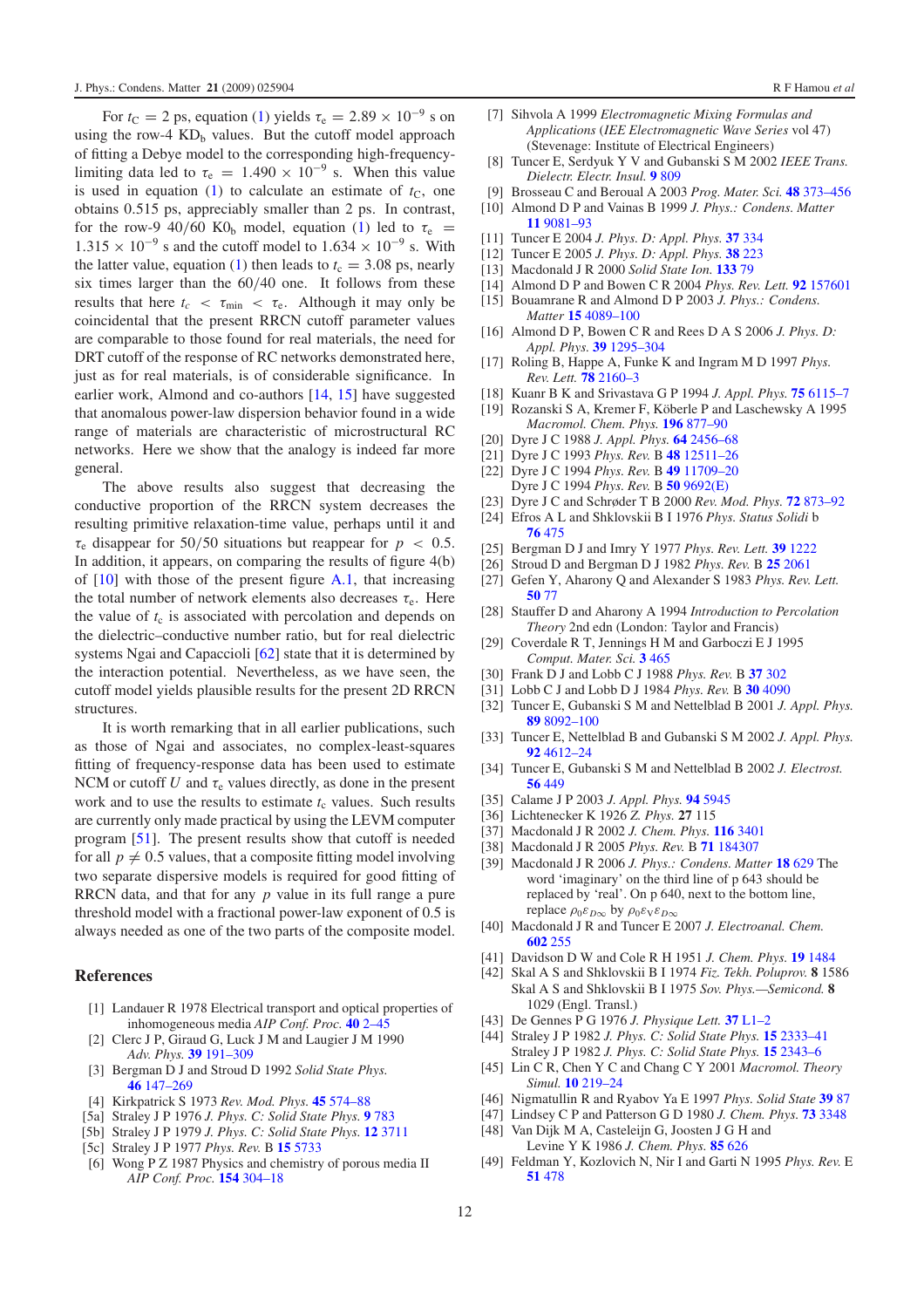For $t_C = 2$ ps, equation (1) yields $\tau_e = 2.89 \times 10^{-9}$ s on using the row-4 $KD_b$ values. But the cutoff model approach of fitting a Debye model to the corresponding high-frequency-limiting data led to $\tau_e = 1.490 \times 10^{-9}$ s. When this value is used in equation (1) to calculate an estimate of $t_C$, one obtains 0.515 ps, appreciably smaller than 2 ps. In contrast, for the row-9 40/60 $K0_b$ model, equation (1) led to $\tau_e = 1.315 \times 10^{-9}$ s and the cutoff model to $1.634 \times 10^{-9}$ s. With the latter value, equation (1) then leads to $t_c = 3.08$ ps, nearly six times larger than the 60/40 one. It follows from these results that here $t_c < \tau_{min} < \tau_e$. Although it may only be coincidental that the present RRCN cutoff parameter values are comparable to those found for real materials, the need for DRT cutoff of the response of RC networks demonstrated here, just as for real materials, is of considerable significance. In earlier work, Almond and co-authors [14, 15] have suggested that anomalous power-law dispersion behavior found in a wide range of materials are characteristic of microstructural RC networks. Here we show that the analogy is indeed far more general.

The above results also suggest that decreasing the conductive proportion of the RRCN system decreases the resulting primitive relaxation-time value, perhaps until it and $\tau_e$ disappear for 50/50 situations but reappear for $p < 0.5$. In addition, it appears, on comparing the results of figure 4(b) of [10] with those of the present figure A.1, that increasing the total number of network elements also decreases $\tau_e$. Here the value of $t_c$ is associated with percolation and depends on the dielectric–conductive number ratio, but for real dielectric systems Ngai and Capaccioli [62] state that it is determined by the interaction potential. Nevertheless, as we have seen, the cutoff model yields plausible results for the present 2D RRCN structures.

It is worth remarking that in all earlier publications, such as those of Ngai and associates, no complex-least-squares fitting of frequency-response data has been used to estimate NCM or cutoff $U$ and $\tau_e$ values directly, as done in the present work and to use the results to estimate $t_c$ values. Such results are currently only made practical by using the LEVM computer program [51]. The present results show that cutoff is needed for all $p \neq 0.5$ values, that a composite fitting model involving two separate dispersive models is required for good fitting of RRCN data, and that for any $p$ value in its full range a pure threshold model with a fractional power-law exponent of 0.5 is always needed as one of the two parts of the composite model.

## References

[1] Landauer R 1978 Electrical transport and optical properties of inhomogeneous media *AIP Conf. Proc.* **40** 2–45

[2] Clerc J P, Giraud G, Luck J M and Laugier J M 1990 *Adv. Phys.* **39** 191–309

[3] Bergman D J and Stroud D 1992 *Solid State Phys.* **46** 147–269

[4] Kirkpatrick S 1973 *Rev. Mod. Phys.* **45** 574–88

[5a] Straley J P 1976 *J. Phys. C: Solid State Phys.* **9** 783

[5b] Straley J P 1979 *J. Phys. C: Solid State Phys.* **12** 3711

[5c] Straley J P 1977 *Phys. Rev.* B **15** 5733

[6] Wong P Z 1987 Physics and chemistry of porous media II *AIP Conf. Proc.* **154** 304–18

[7] Sihvola A 1999 *Electromagnetic Mixing Formulas and Applications* (*IEE Electromagnetic Wave Series* vol 47) (Stevenage: Institute of Electrical Engineers)

[8] Tuncer E, Serdyuk Y V and Gubanski S M 2002 *IEEE Trans. Dielectr. Electr. Insul.* **9** 809

[9] Brosseau C and Beroual A 2003 *Prog. Mater. Sci.* **48** 373–456

[10] Almond D P and Vainas B 1999 *J. Phys.: Condens. Matter* **11** 9081–93

[11] Tuncer E 2004 *J. Phys. D: Appl. Phys.* **37** 334

[12] Tuncer E 2005 *J. Phys. D: Appl. Phys.* **38** 223

[13] Macdonald J R 2000 *Solid State Ion.* **133** 79

[14] Almond D P and Bowen C R 2004 *Phys. Rev. Lett.* **92** 157601

[15] Bouamrane R and Almond D P 2003 *J. Phys.: Condens. Matter* **15** 4089–100

[16] Almond D P, Bowen C R and Rees D A S 2006 *J. Phys. D: Appl. Phys.* **39** 1295–304

[17] Roling B, Happe A, Funke K and Ingram M D 1997 *Phys. Rev. Lett.* **78** 2160–3

[18] Kuanr B K and Srivastava G P 1994 *J. Appl. Phys.* **75** 6115–7

[19] Rozanski S A, Kremer F, Köberle P and Laschewsky A 1995 *Macromol. Chem. Phys.* **196** 877–90

[20] Dyre J C 1988 *J. Appl. Phys.* **64** 2456–68

[21] Dyre J C 1993 *Phys. Rev.* B **48** 12511–26

[22] Dyre J C 1994 *Phys. Rev.* B **49** 11709–20
Dyre J C 1994 *Phys. Rev.* B **50** 9692(E)

[23] Dyre J C and Schrøder T B 2000 *Rev. Mod. Phys.* **72** 873–92

[24] Efros A L and Shklovskii B I 1976 *Phys. Status Solidi* b **76** 475

[25] Bergman D J and Imry Y 1977 *Phys. Rev. Lett.* **39** 1222

[26] Stroud D and Bergman D J 1982 *Phys. Rev.* B **25** 2061

[27] Gefen Y, Aharony Q and Alexander S 1983 *Phys. Rev. Lett.* **50** 77

[28] Stauffer D and Aharony A 1994 *Introduction to Percolation Theory* 2nd edn (London: Taylor and Francis)

[29] Coverdale R T, Jennings H M and Garboczi E J 1995 *Comput. Mater. Sci.* **3** 465

[30] Frank D J and Lobb C J 1988 *Phys. Rev.* B **37** 302

[31] Lobb C J and Lobb D J 1984 *Phys. Rev.* B **30** 4090

[32] Tuncer E, Gubanski S M and Nettelblad B 2001 *J. Appl. Phys.* **89** 8092–100

[33] Tuncer E, Nettelblad B and Gubanski S M 2002 *J. Appl. Phys.* **92** 4612–24

[34] Tuncer E, Gubanski S M and Nettelblad B 2002 *J. Electrost.* **56** 449

[35] Calame J P 2003 *J. Appl. Phys.* **94** 5945

[36] Lichtenecker K 1926 *Z. Phys.* **27** 115

[37] Macdonald J R 2002 *J. Chem. Phys.* **116** 3401

[38] Macdonald J R 2005 *Phys. Rev.* B **71** 184307

[39] Macdonald J R 2006 *J. Phys.: Condens. Matter* **18** 629 The word 'imaginary' on the third line of p 643 should be replaced by 'real'. On p 640, next to the bottom line, replace $\rho_0\varepsilon_{D\infty}$ by $\rho_0\varepsilon_V\varepsilon_{D\infty}$

[40] Macdonald J R and Tuncer E 2007 *J. Electroanal. Chem.* **602** 255

[41] Davidson D W and Cole R H 1951 *J. Chem. Phys.* **19** 1484

[42] Skal A S and Shklovskii B I 1974 *Fiz. Tekh. Poluprov.* **8** 1586
Skal A S and Shklovskii B I 1975 *Sov. Phys.—Semicond.* **8** 1029 (Engl. Transl.)

[43] De Gennes P G 1976 *J. Physique Lett.* **37** L1–2

[44] Straley J P 1982 *J. Phys. C: Solid State Phys.* **15** 2333–41
Straley J P 1982 *J. Phys. C: Solid State Phys.* **15** 2343–6

[45] Lin C R, Chen Y C and Chang C Y 2001 *Macromol. Theory Simul.* **10** 219–24

[46] Nigmatullin R and Ryabov Ya E 1997 *Phys. Solid State* **39** 87

[47] Lindsey C P and Patterson G D 1980 *J. Chem. Phys.* **73** 3348

[48] Van Dijk M A, Casteleijn G, Joosten J G H and Levine Y K 1986 *J. Chem. Phys.* **85** 626

[49] Feldman Y, Kozlovich N, Nir I and Garti N 1995 *Phys. Rev.* E **51** 478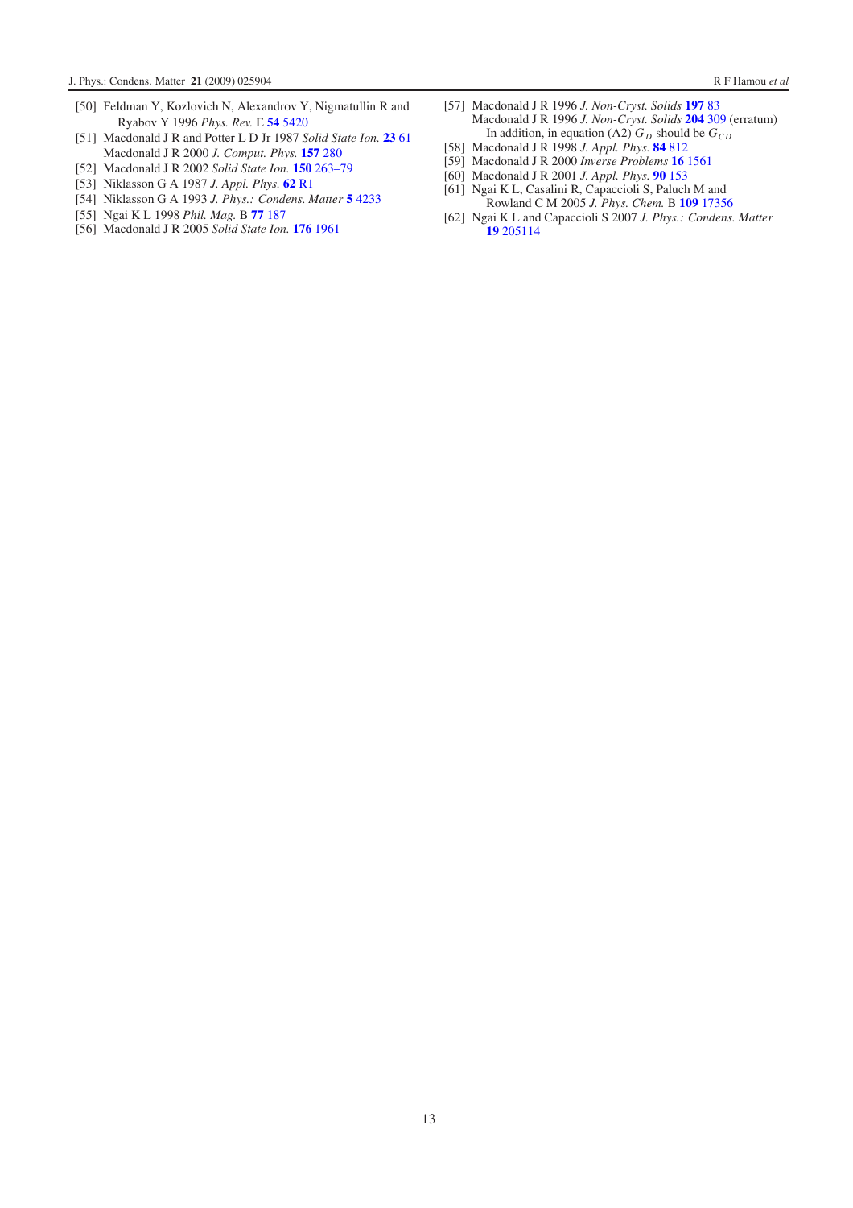[50] Feldman Y, Kozlovich N, Alexandrov Y, Nigmatullin R and Ryabov Y 1996 *Phys. Rev.* E **54** 5420

[51] Macdonald J R and Potter L D Jr 1987 *Solid State Ion.* **23** 61
Macdonald J R 2000 *J. Comput. Phys.* **157** 280

[52] Macdonald J R 2002 *Solid State Ion.* **150** 263–79

[53] Niklasson G A 1987 *J. Appl. Phys.* **62** R1

[54] Niklasson G A 1993 *J. Phys.: Condens. Matter* **5** 4233

[55] Ngai K L 1998 *Phil. Mag.* B **77** 187

[56] Macdonald J R 2005 *Solid State Ion.* **176** 1961

[57] Macdonald J R 1996 *J. Non-Cryst. Solids* **197** 83
Macdonald J R 1996 *J. Non-Cryst. Solids* **204** 309 (erratum)
In addition, in equation (A2) $G_D$ should be $G_{CD}$

[58] Macdonald J R 1998 *J. Appl. Phys.* **84** 812

[59] Macdonald J R 2000 *Inverse Problems* **16** 1561

[60] Macdonald J R 2001 *J. Appl. Phys.* **90** 153

[61] Ngai K L, Casalini R, Capaccioli S, Paluch M and Rowland C M 2005 *J. Phys. Chem.* B **109** 17356

[62] Ngai K L and Capaccioli S 2007 *J. Phys.: Condens. Matter* **19** 205114